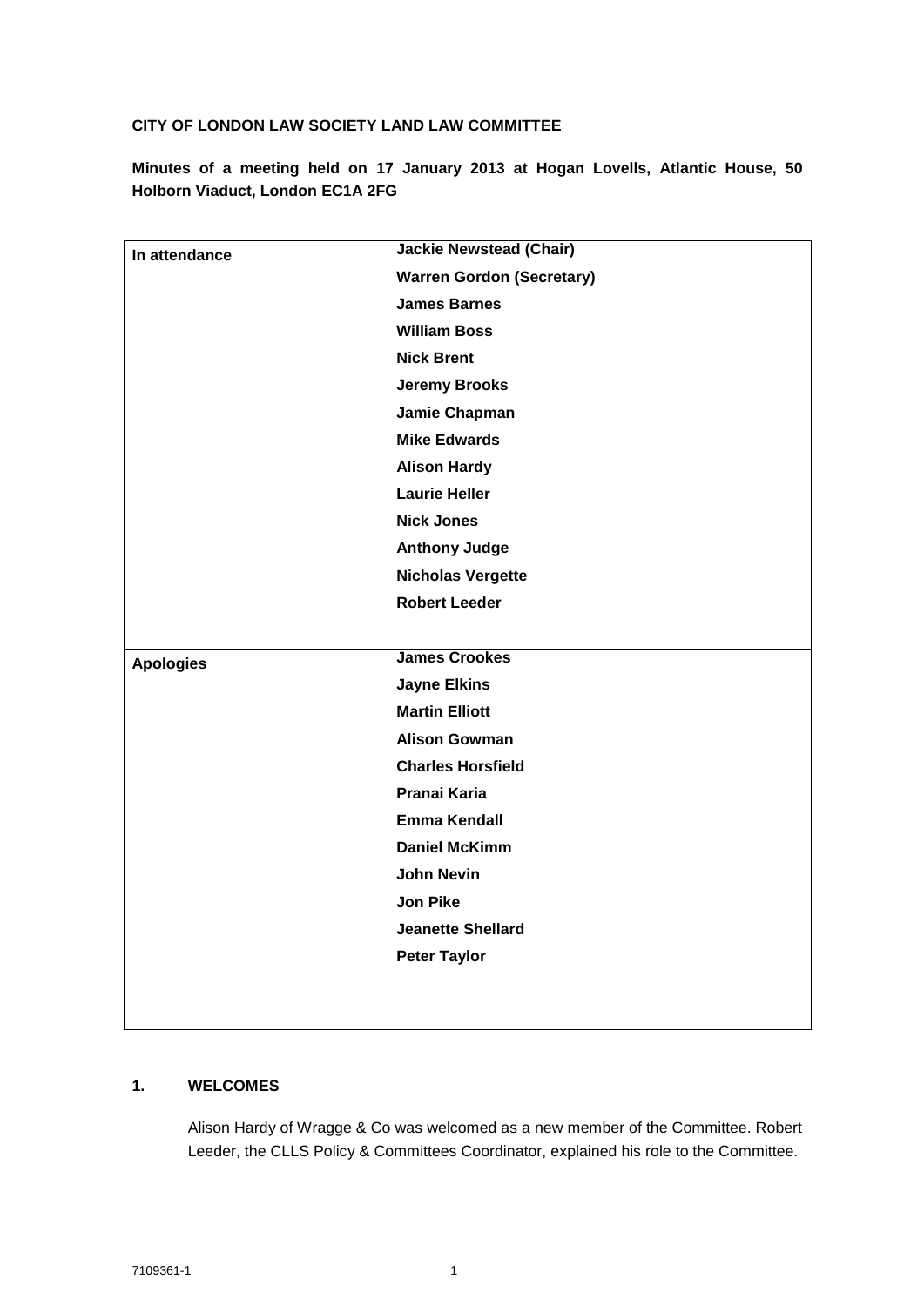**CITY OF LONDON LAW SOCIETY LAND LAW COMMITTEE**

**Minutes of a meeting held on 17 January 2013 at Hogan Lovells, Atlantic House, 50 Holborn Viaduct, London EC1A 2FG**

| | |
|---|---|
| **In attendance** | **Jackie Newstead (Chair)** |
| | **Warren Gordon (Secretary)** |
| | **James Barnes** |
| | **William Boss** |
| | **Nick Brent** |
| | **Jeremy Brooks** |
| | **Jamie Chapman** |
| | **Mike Edwards** |
| | **Alison Hardy** |
| | **Laurie Heller** |
| | **Nick Jones** |
| | **Anthony Judge** |
| | **Nicholas Vergette** |
| | **Robert Leeder** |
| **Apologies** | **James Crookes** |
| | **Jayne Elkins** |
| | **Martin Elliott** |
| | **Alison Gowman** |
| | **Charles Horsfield** |
| | **Pranai Karia** |
| | **Emma Kendall** |
| | **Daniel McKimm** |
| | **John Nevin** |
| | **Jon Pike** |
| | **Jeanette Shellard** |
| | **Peter Taylor** |

## 1. WELCOMES

Alison Hardy of Wragge & Co was welcomed as a new member of the Committee. Robert Leeder, the CLLS Policy & Committees Coordinator, explained his role to the Committee.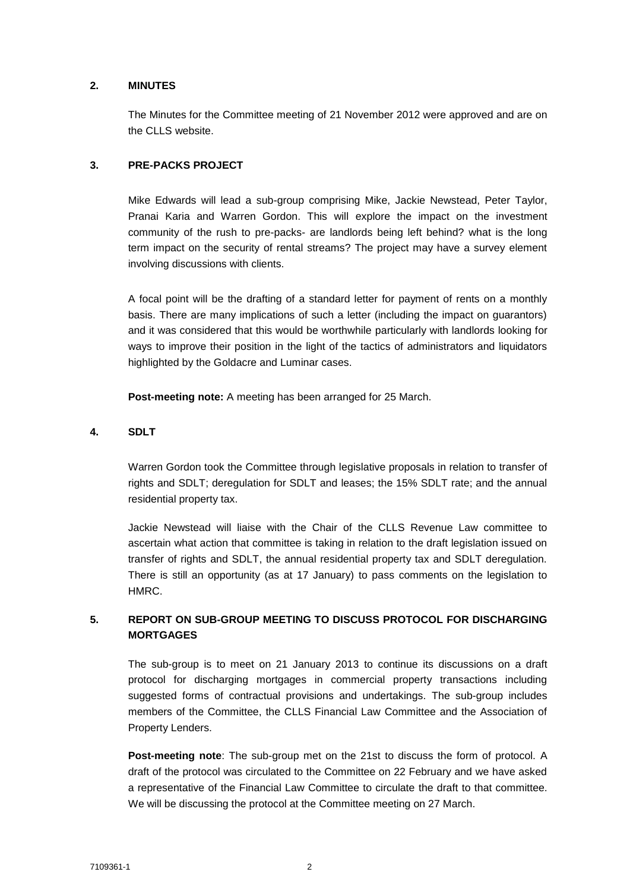## 2. MINUTES

The Minutes for the Committee meeting of 21 November 2012 were approved and are on the CLLS website.

## 3. PRE-PACKS PROJECT

Mike Edwards will lead a sub-group comprising Mike, Jackie Newstead, Peter Taylor, Pranai Karia and Warren Gordon. This will explore the impact on the investment community of the rush to pre-packs- are landlords being left behind? what is the long term impact on the security of rental streams? The project may have a survey element involving discussions with clients.

A focal point will be the drafting of a standard letter for payment of rents on a monthly basis. There are many implications of such a letter (including the impact on guarantors) and it was considered that this would be worthwhile particularly with landlords looking for ways to improve their position in the light of the tactics of administrators and liquidators highlighted by the Goldacre and Luminar cases.

**Post-meeting note:** A meeting has been arranged for 25 March.

## 4. SDLT

Warren Gordon took the Committee through legislative proposals in relation to transfer of rights and SDLT; deregulation for SDLT and leases; the 15% SDLT rate; and the annual residential property tax.

Jackie Newstead will liaise with the Chair of the CLLS Revenue Law committee to ascertain what action that committee is taking in relation to the draft legislation issued on transfer of rights and SDLT, the annual residential property tax and SDLT deregulation. There is still an opportunity (as at 17 January) to pass comments on the legislation to HMRC.

## 5. REPORT ON SUB-GROUP MEETING TO DISCUSS PROTOCOL FOR DISCHARGING MORTGAGES

The sub-group is to meet on 21 January 2013 to continue its discussions on a draft protocol for discharging mortgages in commercial property transactions including suggested forms of contractual provisions and undertakings. The sub-group includes members of the Committee, the CLLS Financial Law Committee and the Association of Property Lenders.

**Post-meeting note**: The sub-group met on the 21st to discuss the form of protocol. A draft of the protocol was circulated to the Committee on 22 February and we have asked a representative of the Financial Law Committee to circulate the draft to that committee. We will be discussing the protocol at the Committee meeting on 27 March.

7109361-1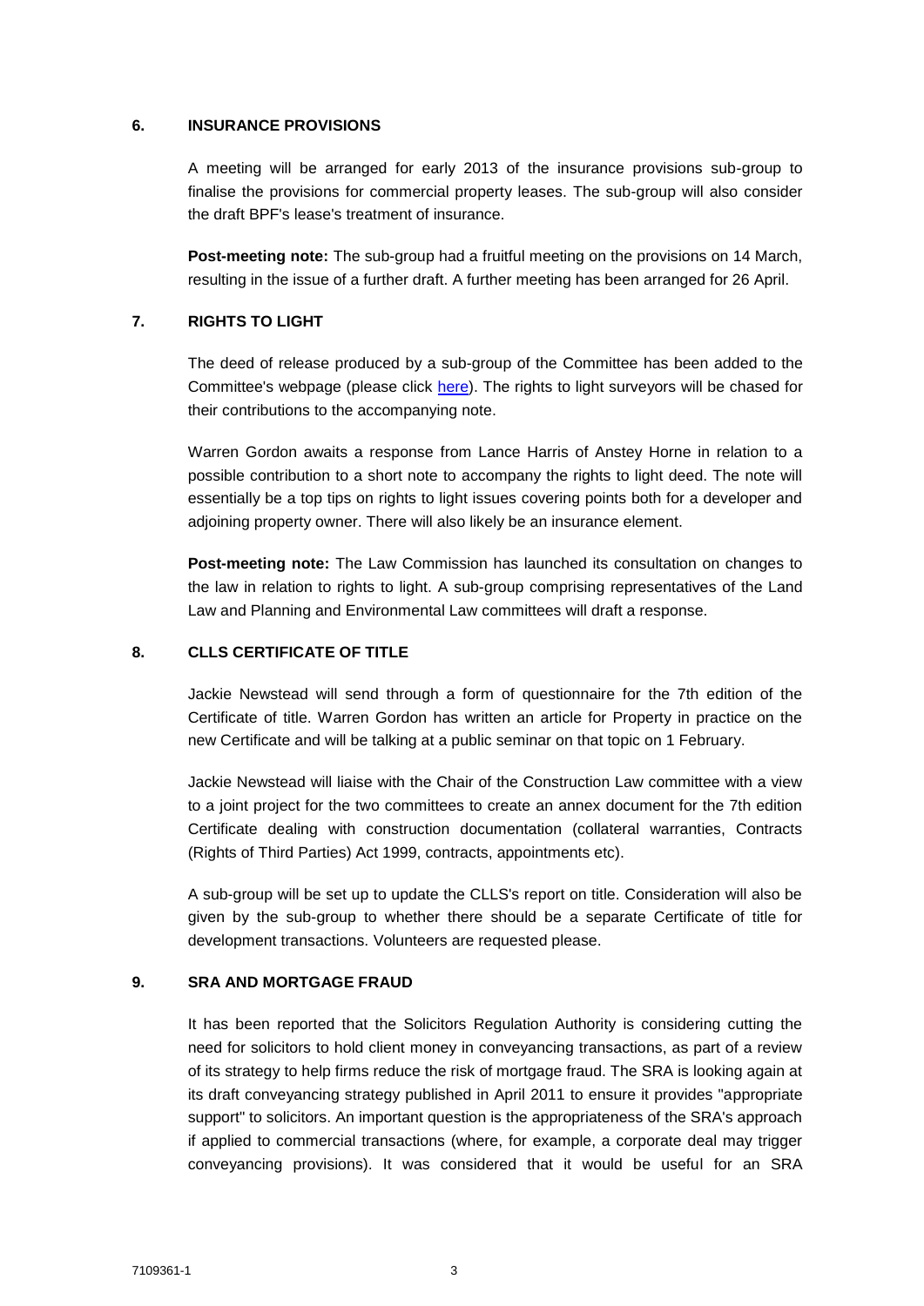## 6. INSURANCE PROVISIONS

A meeting will be arranged for early 2013 of the insurance provisions sub-group to finalise the provisions for commercial property leases. The sub-group will also consider the draft BPF's lease's treatment of insurance.

**Post-meeting note:** The sub-group had a fruitful meeting on the provisions on 14 March, resulting in the issue of a further draft. A further meeting has been arranged for 26 April.

## 7. RIGHTS TO LIGHT

The deed of release produced by a sub-group of the Committee has been added to the Committee's webpage (please click here). The rights to light surveyors will be chased for their contributions to the accompanying note.

Warren Gordon awaits a response from Lance Harris of Anstey Horne in relation to a possible contribution to a short note to accompany the rights to light deed. The note will essentially be a top tips on rights to light issues covering points both for a developer and adjoining property owner. There will also likely be an insurance element.

**Post-meeting note:** The Law Commission has launched its consultation on changes to the law in relation to rights to light. A sub-group comprising representatives of the Land Law and Planning and Environmental Law committees will draft a response.

## 8. CLLS CERTIFICATE OF TITLE

Jackie Newstead will send through a form of questionnaire for the 7th edition of the Certificate of title. Warren Gordon has written an article for Property in practice on the new Certificate and will be talking at a public seminar on that topic on 1 February.

Jackie Newstead will liaise with the Chair of the Construction Law committee with a view to a joint project for the two committees to create an annex document for the 7th edition Certificate dealing with construction documentation (collateral warranties, Contracts (Rights of Third Parties) Act 1999, contracts, appointments etc).

A sub-group will be set up to update the CLLS's report on title. Consideration will also be given by the sub-group to whether there should be a separate Certificate of title for development transactions. Volunteers are requested please.

## 9. SRA AND MORTGAGE FRAUD

It has been reported that the Solicitors Regulation Authority is considering cutting the need for solicitors to hold client money in conveyancing transactions, as part of a review of its strategy to help firms reduce the risk of mortgage fraud. The SRA is looking again at its draft conveyancing strategy published in April 2011 to ensure it provides "appropriate support" to solicitors. An important question is the appropriateness of the SRA's approach if applied to commercial transactions (where, for example, a corporate deal may trigger conveyancing provisions). It was considered that it would be useful for an SRA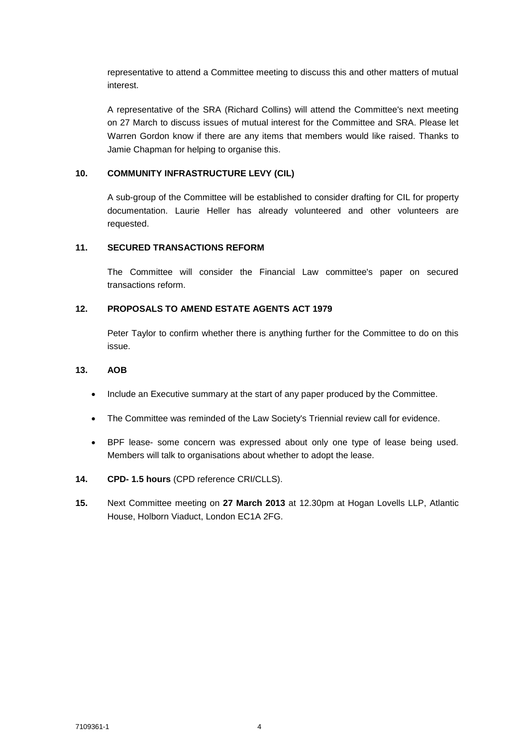representative to attend a Committee meeting to discuss this and other matters of mutual interest.

A representative of the SRA (Richard Collins) will attend the Committee's next meeting on 27 March to discuss issues of mutual interest for the Committee and SRA. Please let Warren Gordon know if there are any items that members would like raised. Thanks to Jamie Chapman for helping to organise this.

**10. COMMUNITY INFRASTRUCTURE LEVY (CIL)**

A sub-group of the Committee will be established to consider drafting for CIL for property documentation. Laurie Heller has already volunteered and other volunteers are requested.

**11. SECURED TRANSACTIONS REFORM**

The Committee will consider the Financial Law committee's paper on secured transactions reform.

**12. PROPOSALS TO AMEND ESTATE AGENTS ACT 1979**

Peter Taylor to confirm whether there is anything further for the Committee to do on this issue.

**13. AOB**

- Include an Executive summary at the start of any paper produced by the Committee.
- The Committee was reminded of the Law Society's Triennial review call for evidence.
- BPF lease- some concern was expressed about only one type of lease being used. Members will talk to organisations about whether to adopt the lease.

**14. CPD- 1.5 hours** (CPD reference CRI/CLLS).

**15.** Next Committee meeting on **27 March 2013** at 12.30pm at Hogan Lovells LLP, Atlantic House, Holborn Viaduct, London EC1A 2FG.